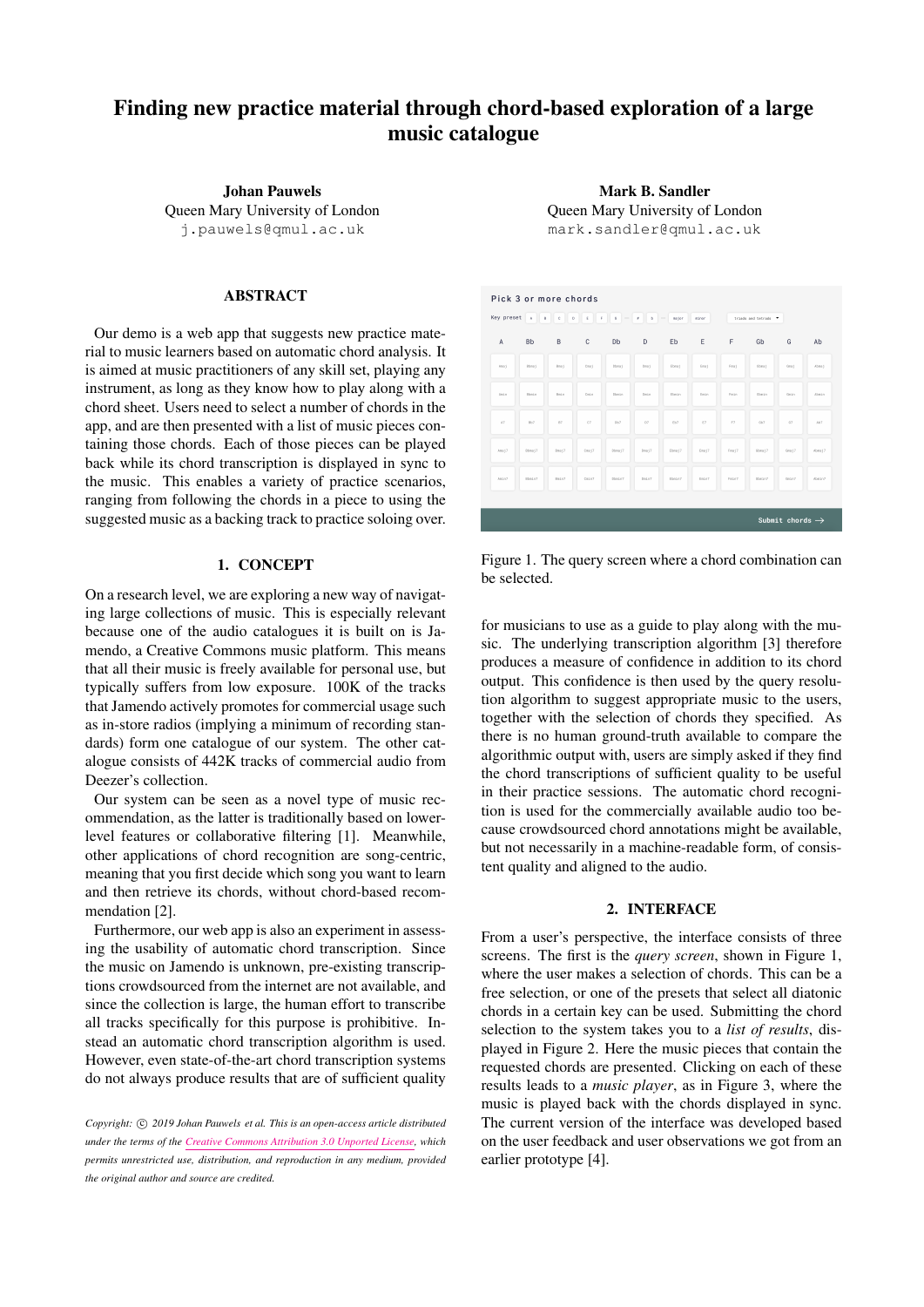# Finding new practice material through chord-based exploration of a large music catalogue

**Johan Pauwels**
Queen Mary University of London
j.pauwels@qmul.ac.uk

**Mark B. Sandler**
Queen Mary University of London
mark.sandler@qmul.ac.uk

## ABSTRACT

Our demo is a web app that suggests new practice material to music learners based on automatic chord analysis. It is aimed at music practitioners of any skill set, playing any instrument, as long as they know how to play along with a chord sheet. Users need to select a number of chords in the app, and are then presented with a list of music pieces containing those chords. Each of those pieces can be played back while its chord transcription is displayed in sync to the music. This enables a variety of practice scenarios, ranging from following the chords in a piece to using the suggested music as a backing track to practice soloing over.

## 1. CONCEPT

On a research level, we are exploring a new way of navigating large collections of music. This is especially relevant because one of the audio catalogues it is built on is Jamendo, a Creative Commons music platform. This means that all their music is freely available for personal use, but typically suffers from low exposure. 100K of the tracks that Jamendo actively promotes for commercial usage such as in-store radios (implying a minimum of recording standards) form one catalogue of our system. The other catalogue consists of 442K tracks of commercial audio from Deezer's collection.

Our system can be seen as a novel type of music recommendation, as the latter is traditionally based on lower-level features or collaborative filtering [1]. Meanwhile, other applications of chord recognition are song-centric, meaning that you first decide which song you want to learn and then retrieve its chords, without chord-based recommendation [2].

Furthermore, our web app is also an experiment in assessing the usability of automatic chord transcription. Since the music on Jamendo is unknown, pre-existing transcriptions crowdsourced from the internet are not available, and since the collection is large, the human effort to transcribe all tracks specifically for this purpose is prohibitive. Instead an automatic chord transcription algorithm is used. However, even state-of-the-art chord transcription systems do not always produce results that are of sufficient quality for musicians to use as a guide to play along with the music. The underlying transcription algorithm [3] therefore produces a measure of confidence in addition to its chord output. This confidence is then used by the query resolution algorithm to suggest appropriate music to the users, together with the selection of chords they specified. As there is no human ground-truth available to compare the algorithmic output with, users are simply asked if they find the chord transcriptions of sufficient quality to be useful in their practice sessions. The automatic chord recognition is used for the commercially available audio too because crowdsourced chord annotations might be available, but not necessarily in a machine-readable form, of consistent quality and aligned to the audio.

*Copyright: © 2019 Johan Pauwels et al. This is an open-access article distributed under the terms of the Creative Commons Attribution 3.0 Unported License, which permits unrestricted use, distribution, and reproduction in any medium, provided the original author and source are credited.*

Figure 1. The query screen where a chord combination can be selected.

## 2. INTERFACE

From a user's perspective, the interface consists of three screens. The first is the *query screen*, shown in Figure 1, where the user makes a selection of chords. This can be a free selection, or one of the presets that select all diatonic chords in a certain key can be used. Submitting the chord selection to the system takes you to a *list of results*, displayed in Figure 2. Here the music pieces that contain the requested chords are presented. Clicking on each of these results leads to a *music player*, as in Figure 3, where the music is played back with the chords displayed in sync. The current version of the interface was developed based on the user feedback and user observations we got from an earlier prototype [4].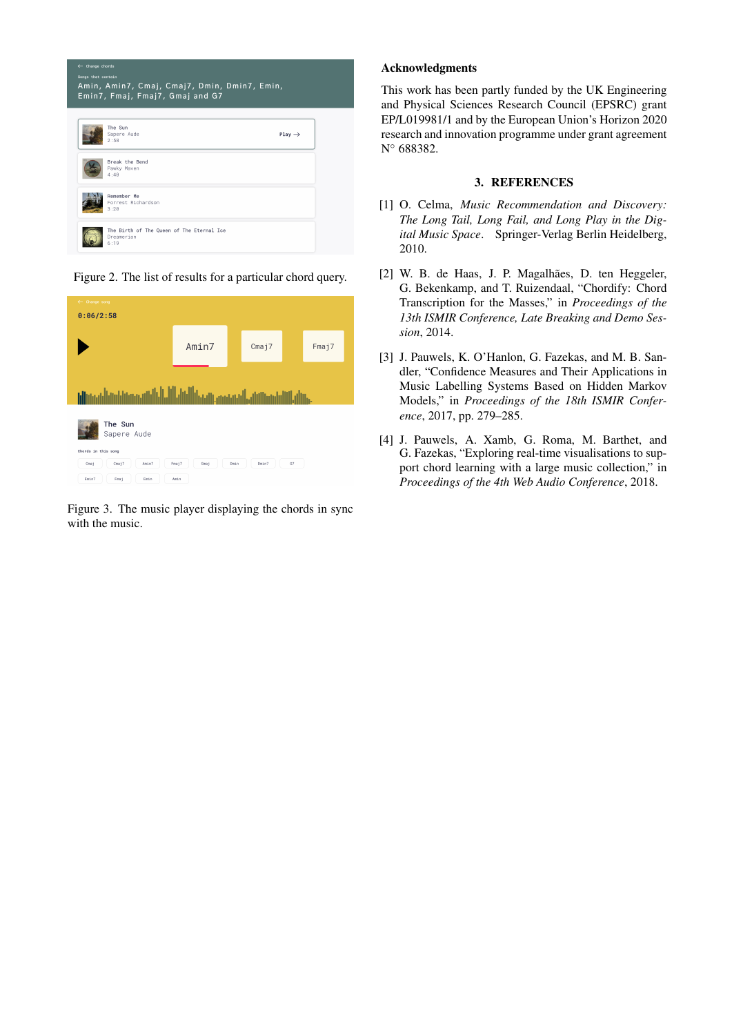Figure 2. The list of results for a particular chord query.

Figure 3. The music player displaying the chords in sync with the music.

**Acknowledgments**

This work has been partly funded by the UK Engineering and Physical Sciences Research Council (EPSRC) grant EP/L019981/1 and by the European Union's Horizon 2020 research and innovation programme under grant agreement N° 688382.

## 3. REFERENCES

[1] O. Celma, *Music Recommendation and Discovery: The Long Tail, Long Fail, and Long Play in the Digital Music Space*. Springer-Verlag Berlin Heidelberg, 2010.

[2] W. B. de Haas, J. P. Magalhães, D. ten Heggeler, G. Bekenkamp, and T. Ruizendaal, "Chordify: Chord Transcription for the Masses," in *Proceedings of the 13th ISMIR Conference, Late Breaking and Demo Session*, 2014.

[3] J. Pauwels, K. O'Hanlon, G. Fazekas, and M. B. Sandler, "Confidence Measures and Their Applications in Music Labelling Systems Based on Hidden Markov Models," in *Proceedings of the 18th ISMIR Conference*, 2017, pp. 279–285.

[4] J. Pauwels, A. Xambó, G. Roma, M. Barthet, and G. Fazekas, "Exploring real-time visualisations to support chord learning with a large music collection," in *Proceedings of the 4th Web Audio Conference*, 2018.